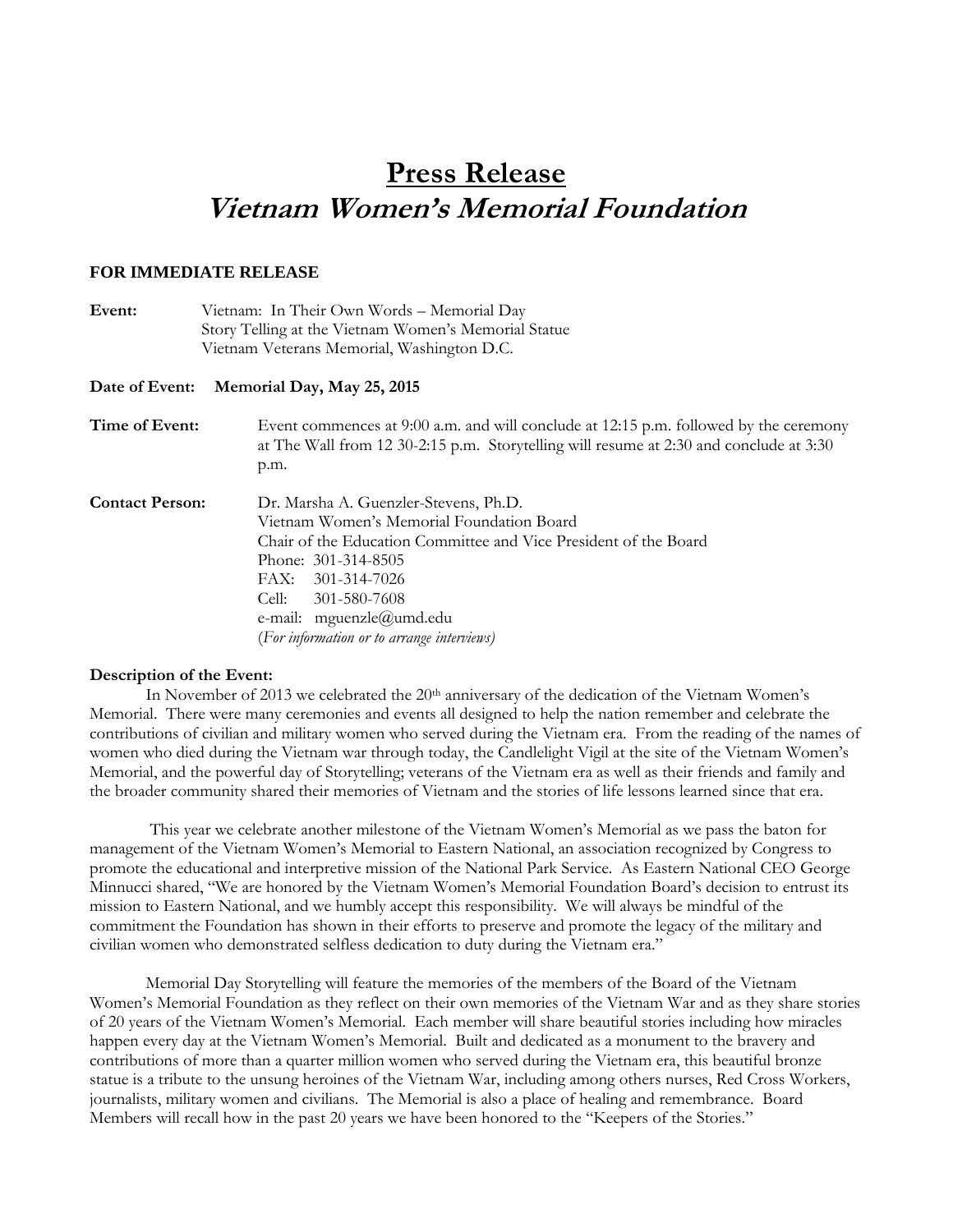# Press Release

## *Vietnam Women's Memorial Foundation*

**FOR IMMEDIATE RELEASE**

**Event:** Vietnam: In Their Own Words – Memorial Day
Story Telling at the Vietnam Women's Memorial Statue
Vietnam Veterans Memorial, Washington D.C.

**Date of Event: Memorial Day, May 25, 2015**

**Time of Event:** Event commences at 9:00 a.m. and will conclude at 12:15 p.m. followed by the ceremony at The Wall from 12 30-2:15 p.m. Storytelling will resume at 2:30 and conclude at 3:30 p.m.

**Contact Person:** Dr. Marsha A. Guenzler-Stevens, Ph.D.
Vietnam Women's Memorial Foundation Board
Chair of the Education Committee and Vice President of the Board
Phone: 301-314-8505
FAX: 301-314-7026
Cell: 301-580-7608
e-mail: mguenzle@umd.edu
(*For information or to arrange interviews)*

**Description of the Event:**

In November of 2013 we celebrated the 20th anniversary of the dedication of the Vietnam Women's Memorial. There were many ceremonies and events all designed to help the nation remember and celebrate the contributions of civilian and military women who served during the Vietnam era. From the reading of the names of women who died during the Vietnam war through today, the Candlelight Vigil at the site of the Vietnam Women's Memorial, and the powerful day of Storytelling; veterans of the Vietnam era as well as their friends and family and the broader community shared their memories of Vietnam and the stories of life lessons learned since that era.

This year we celebrate another milestone of the Vietnam Women's Memorial as we pass the baton for management of the Vietnam Women's Memorial to Eastern National, an association recognized by Congress to promote the educational and interpretive mission of the National Park Service. As Eastern National CEO George Minnucci shared, "We are honored by the Vietnam Women's Memorial Foundation Board's decision to entrust its mission to Eastern National, and we humbly accept this responsibility. We will always be mindful of the commitment the Foundation has shown in their efforts to preserve and promote the legacy of the military and civilian women who demonstrated selfless dedication to duty during the Vietnam era."

Memorial Day Storytelling will feature the memories of the members of the Board of the Vietnam Women's Memorial Foundation as they reflect on their own memories of the Vietnam War and as they share stories of 20 years of the Vietnam Women's Memorial. Each member will share beautiful stories including how miracles happen every day at the Vietnam Women's Memorial. Built and dedicated as a monument to the bravery and contributions of more than a quarter million women who served during the Vietnam era, this beautiful bronze statue is a tribute to the unsung heroines of the Vietnam War, including among others nurses, Red Cross Workers, journalists, military women and civilians. The Memorial is also a place of healing and remembrance. Board Members will recall how in the past 20 years we have been honored to the "Keepers of the Stories."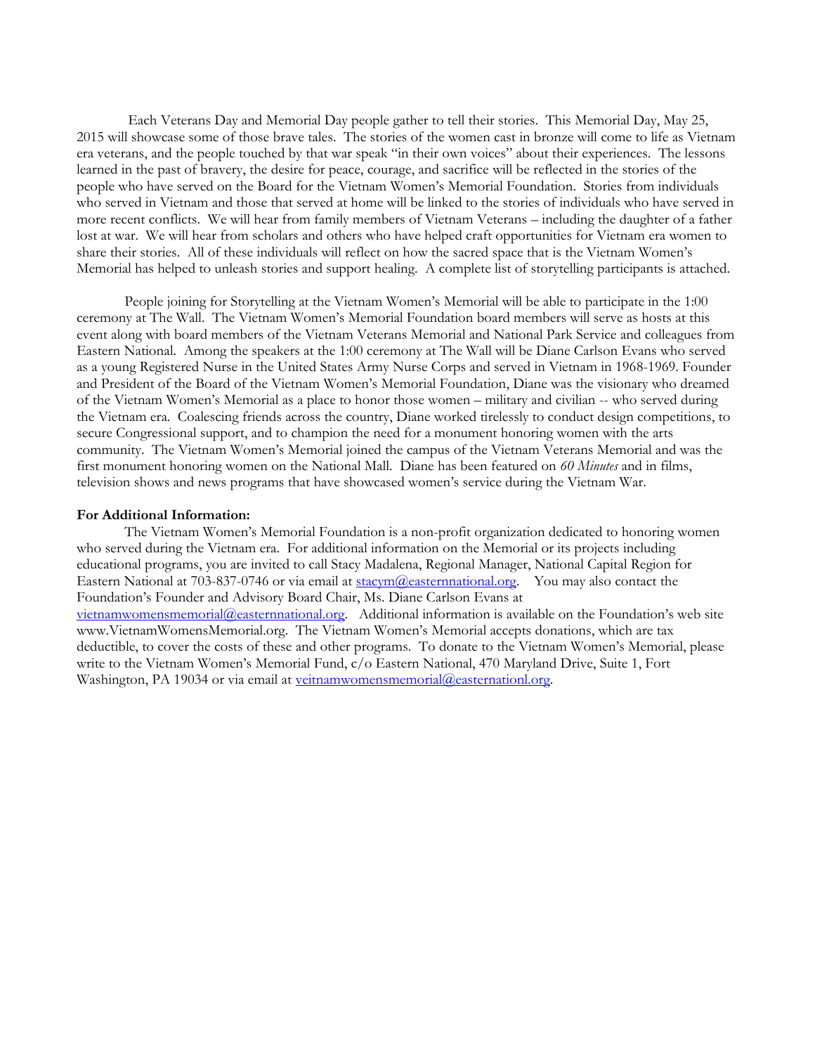Each Veterans Day and Memorial Day people gather to tell their stories. This Memorial Day, May 25, 2015 will showcase some of those brave tales. The stories of the women cast in bronze will come to life as Vietnam era veterans, and the people touched by that war speak "in their own voices" about their experiences. The lessons learned in the past of bravery, the desire for peace, courage, and sacrifice will be reflected in the stories of the people who have served on the Board for the Vietnam Women's Memorial Foundation. Stories from individuals who served in Vietnam and those that served at home will be linked to the stories of individuals who have served in more recent conflicts. We will hear from family members of Vietnam Veterans – including the daughter of a father lost at war. We will hear from scholars and others who have helped craft opportunities for Vietnam era women to share their stories. All of these individuals will reflect on how the sacred space that is the Vietnam Women's Memorial has helped to unleash stories and support healing. A complete list of storytelling participants is attached.

People joining for Storytelling at the Vietnam Women's Memorial will be able to participate in the 1:00 ceremony at The Wall. The Vietnam Women's Memorial Foundation board members will serve as hosts at this event along with board members of the Vietnam Veterans Memorial and National Park Service and colleagues from Eastern National. Among the speakers at the 1:00 ceremony at The Wall will be Diane Carlson Evans who served as a young Registered Nurse in the United States Army Nurse Corps and served in Vietnam in 1968-1969. Founder and President of the Board of the Vietnam Women's Memorial Foundation, Diane was the visionary who dreamed of the Vietnam Women's Memorial as a place to honor those women – military and civilian -- who served during the Vietnam era. Coalescing friends across the country, Diane worked tirelessly to conduct design competitions, to secure Congressional support, and to champion the need for a monument honoring women with the arts community. The Vietnam Women's Memorial joined the campus of the Vietnam Veterans Memorial and was the first monument honoring women on the National Mall. Diane has been featured on *60 Minutes* and in films, television shows and news programs that have showcased women's service during the Vietnam War.

**For Additional Information:**

The Vietnam Women's Memorial Foundation is a non-profit organization dedicated to honoring women who served during the Vietnam era. For additional information on the Memorial or its projects including educational programs, you are invited to call Stacy Madalena, Regional Manager, National Capital Region for Eastern National at 703-837-0746 or via email at stacym@easternnational.org. You may also contact the Foundation's Founder and Advisory Board Chair, Ms. Diane Carlson Evans at vietnamwomensmemorial@easternnational.org. Additional information is available on the Foundation's web site www.VietnamWomensMemorial.org. The Vietnam Women's Memorial accepts donations, which are tax deductible, to cover the costs of these and other programs. To donate to the Vietnam Women's Memorial, please write to the Vietnam Women's Memorial Fund, c/o Eastern National, 470 Maryland Drive, Suite 1, Fort Washington, PA 19034 or via email at veitnamwomensmemorial@easternationl.org.